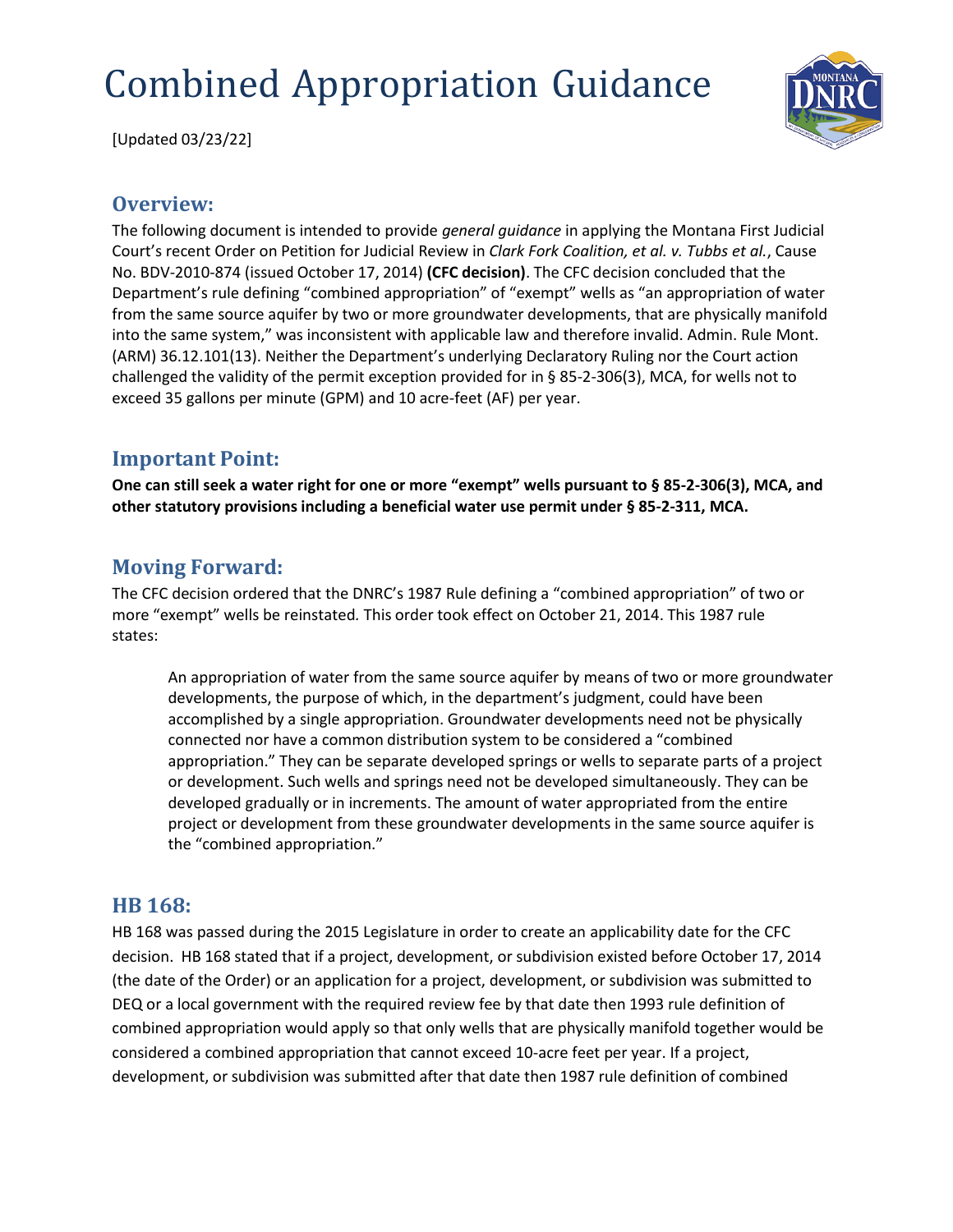# Combined Appropriation Guidance

[Updated 03/23/22]

## Overview:

The following document is intended to provide *general guidance* in applying the Montana First Judicial Court's recent Order on Petition for Judicial Review in *Clark Fork Coalition, et al. v. Tubbs et al.*, Cause No. BDV-2010-874 (issued October 17, 2014) **(CFC decision)**. The CFC decision concluded that the Department's rule defining "combined appropriation" of "exempt" wells as "an appropriation of water from the same source aquifer by two or more groundwater developments, that are physically manifold into the same system," was inconsistent with applicable law and therefore invalid. Admin. Rule Mont. (ARM) 36.12.101(13). Neither the Department's underlying Declaratory Ruling nor the Court action challenged the validity of the permit exception provided for in § 85-2-306(3), MCA, for wells not to exceed 35 gallons per minute (GPM) and 10 acre-feet (AF) per year.

## Important Point:

**One can still seek a water right for one or more "exempt" wells pursuant to § 85-2-306(3), MCA, and other statutory provisions including a beneficial water use permit under § 85-2-311, MCA.**

## Moving Forward:

The CFC decision ordered that the DNRC's 1987 Rule defining a "combined appropriation" of two or more "exempt" wells be reinstated. This order took effect on October 21, 2014. This 1987 rule states:

> An appropriation of water from the same source aquifer by means of two or more groundwater developments, the purpose of which, in the department's judgment, could have been accomplished by a single appropriation. Groundwater developments need not be physically connected nor have a common distribution system to be considered a "combined appropriation." They can be separate developed springs or wells to separate parts of a project or development. Such wells and springs need not be developed simultaneously. They can be developed gradually or in increments. The amount of water appropriated from the entire project or development from these groundwater developments in the same source aquifer is the "combined appropriation."

## HB 168:

HB 168 was passed during the 2015 Legislature in order to create an applicability date for the CFC decision. HB 168 stated that if a project, development, or subdivision existed before October 17, 2014 (the date of the Order) or an application for a project, development, or subdivision was submitted to DEQ or a local government with the required review fee by that date then 1993 rule definition of combined appropriation would apply so that only wells that are physically manifold together would be considered a combined appropriation that cannot exceed 10-acre feet per year. If a project, development, or subdivision was submitted after that date then 1987 rule definition of combined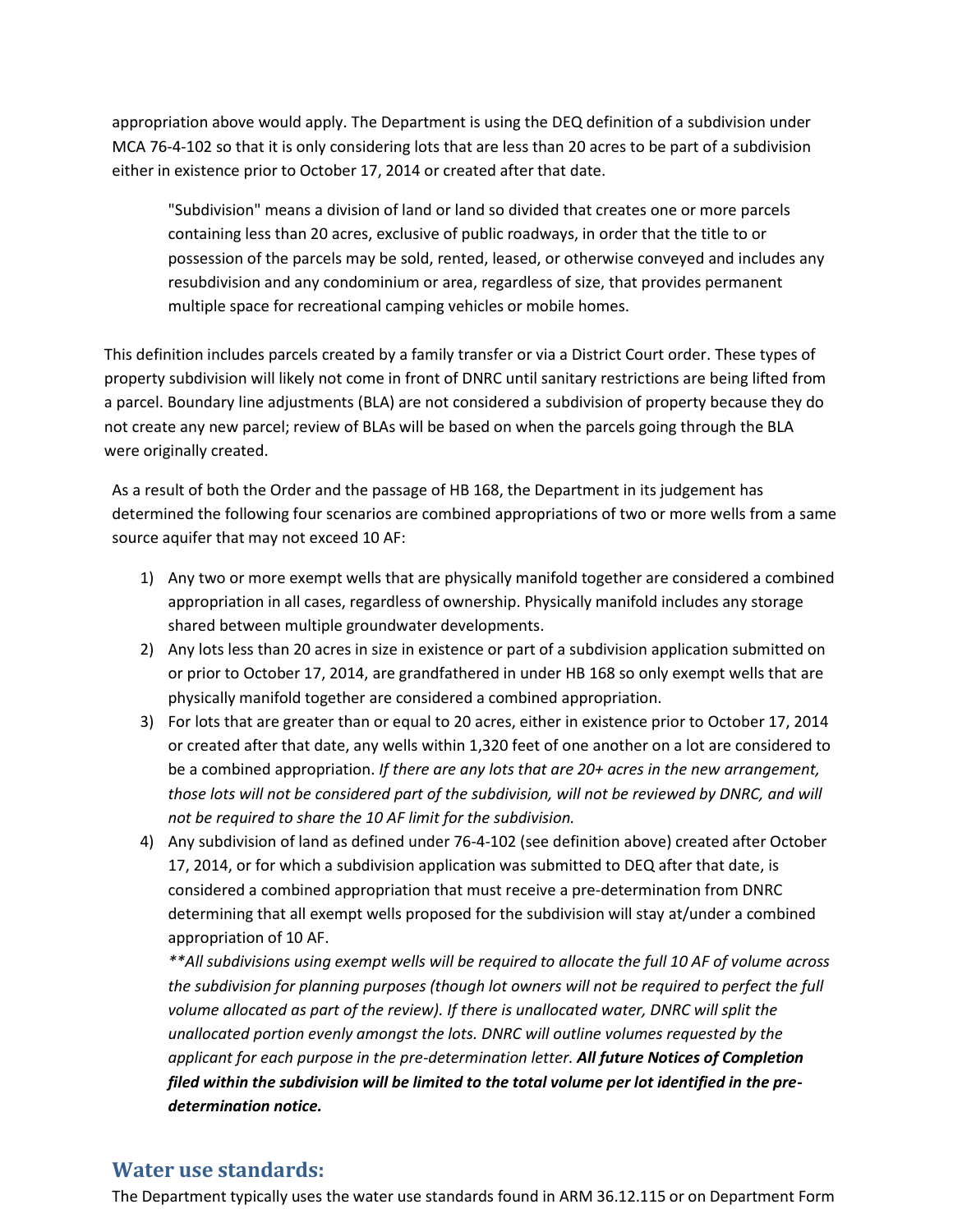appropriation above would apply. The Department is using the DEQ definition of a subdivision under MCA 76-4-102 so that it is only considering lots that are less than 20 acres to be part of a subdivision either in existence prior to October 17, 2014 or created after that date.

> "Subdivision" means a division of land or land so divided that creates one or more parcels containing less than 20 acres, exclusive of public roadways, in order that the title to or possession of the parcels may be sold, rented, leased, or otherwise conveyed and includes any resubdivision and any condominium or area, regardless of size, that provides permanent multiple space for recreational camping vehicles or mobile homes.

This definition includes parcels created by a family transfer or via a District Court order. These types of property subdivision will likely not come in front of DNRC until sanitary restrictions are being lifted from a parcel. Boundary line adjustments (BLA) are not considered a subdivision of property because they do not create any new parcel; review of BLAs will be based on when the parcels going through the BLA were originally created.

As a result of both the Order and the passage of HB 168, the Department in its judgement has determined the following four scenarios are combined appropriations of two or more wells from a same source aquifer that may not exceed 10 AF:

1) Any two or more exempt wells that are physically manifold together are considered a combined appropriation in all cases, regardless of ownership. Physically manifold includes any storage shared between multiple groundwater developments.
2) Any lots less than 20 acres in size in existence or part of a subdivision application submitted on or prior to October 17, 2014, are grandfathered in under HB 168 so only exempt wells that are physically manifold together are considered a combined appropriation.
3) For lots that are greater than or equal to 20 acres, either in existence prior to October 17, 2014 or created after that date, any wells within 1,320 feet of one another on a lot are considered to be a combined appropriation. *If there are any lots that are 20+ acres in the new arrangement, those lots will not be considered part of the subdivision, will not be reviewed by DNRC, and will not be required to share the 10 AF limit for the subdivision.*
4) Any subdivision of land as defined under 76-4-102 (see definition above) created after October 17, 2014, or for which a subdivision application was submitted to DEQ after that date, is considered a combined appropriation that must receive a pre-determination from DNRC determining that all exempt wells proposed for the subdivision will stay at/under a combined appropriation of 10 AF.

   *\*\*All subdivisions using exempt wells will be required to allocate the full 10 AF of volume across the subdivision for planning purposes (though lot owners will not be required to perfect the full volume allocated as part of the review). If there is unallocated water, DNRC will split the unallocated portion evenly amongst the lots. DNRC will outline volumes requested by the applicant for each purpose in the pre-determination letter.* ***All future Notices of Completion filed within the subdivision will be limited to the total volume per lot identified in the pre-determination notice.***

## Water use standards:

The Department typically uses the water use standards found in ARM 36.12.115 or on Department Form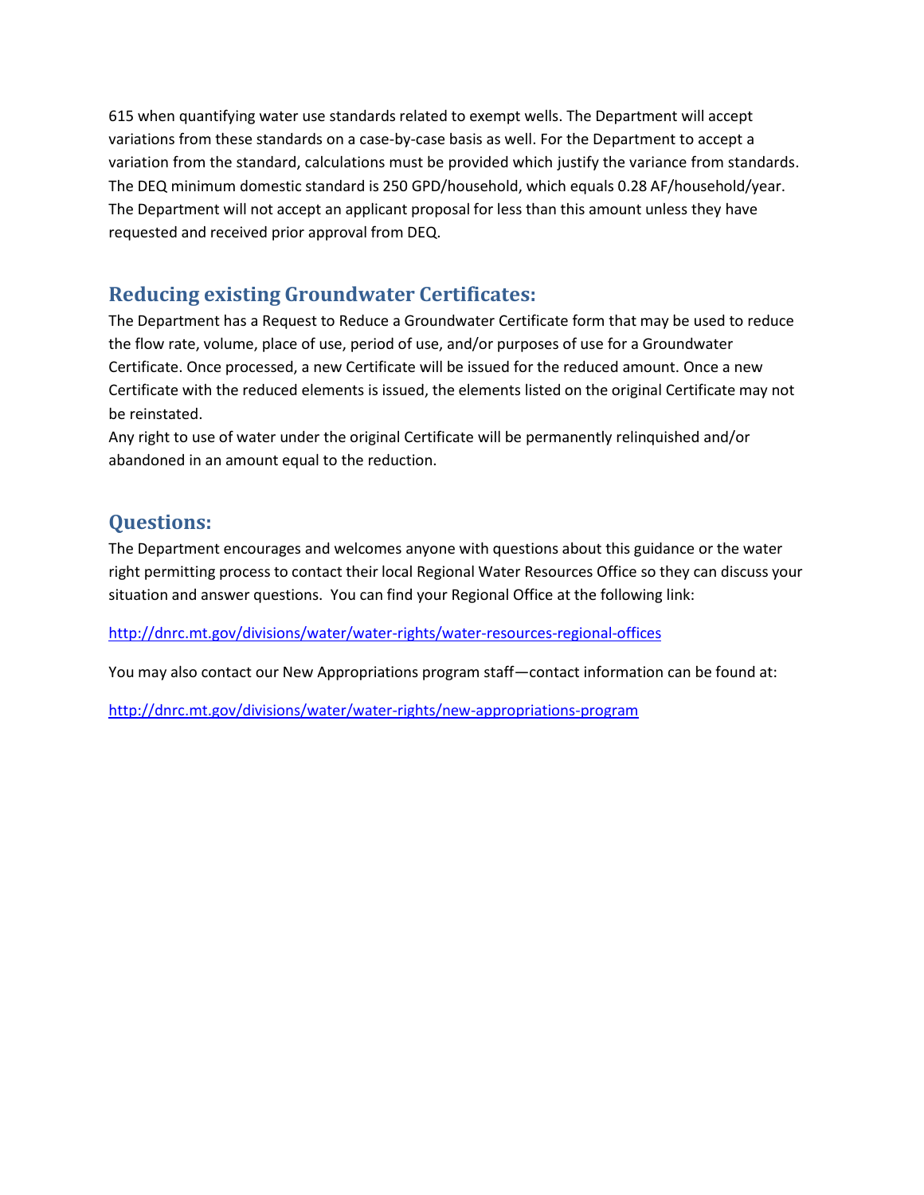615 when quantifying water use standards related to exempt wells. The Department will accept variations from these standards on a case-by-case basis as well. For the Department to accept a variation from the standard, calculations must be provided which justify the variance from standards. The DEQ minimum domestic standard is 250 GPD/household, which equals 0.28 AF/household/year. The Department will not accept an applicant proposal for less than this amount unless they have requested and received prior approval from DEQ.

## Reducing existing Groundwater Certificates:

The Department has a Request to Reduce a Groundwater Certificate form that may be used to reduce the flow rate, volume, place of use, period of use, and/or purposes of use for a Groundwater Certificate. Once processed, a new Certificate will be issued for the reduced amount. Once a new Certificate with the reduced elements is issued, the elements listed on the original Certificate may not be reinstated.

Any right to use of water under the original Certificate will be permanently relinquished and/or abandoned in an amount equal to the reduction.

## Questions:

The Department encourages and welcomes anyone with questions about this guidance or the water right permitting process to contact their local Regional Water Resources Office so they can discuss your situation and answer questions. You can find your Regional Office at the following link:

http://dnrc.mt.gov/divisions/water/water-rights/water-resources-regional-offices

You may also contact our New Appropriations program staff—contact information can be found at:

http://dnrc.mt.gov/divisions/water/water-rights/new-appropriations-program